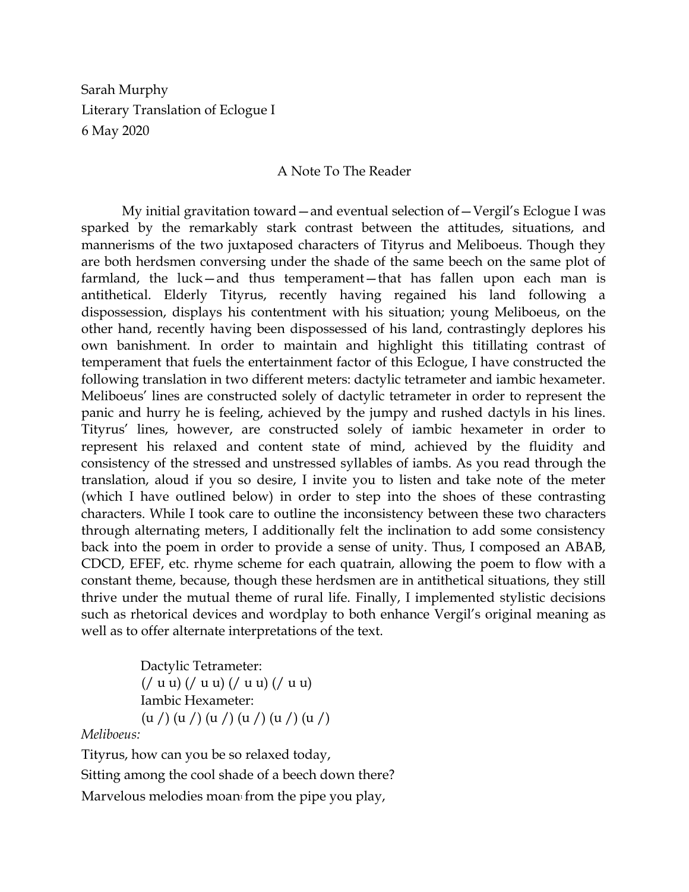Sarah Murphy
Literary Translation of Eclogue I
6 May 2020

## A Note To The Reader

My initial gravitation toward—and eventual selection of—Vergil's Eclogue I was sparked by the remarkably stark contrast between the attitudes, situations, and mannerisms of the two juxtaposed characters of Tityrus and Meliboeus. Though they are both herdsmen conversing under the shade of the same beech on the same plot of farmland, the luck—and thus temperament—that has fallen upon each man is antithetical. Elderly Tityrus, recently having regained his land following a dispossession, displays his contentment with his situation; young Meliboeus, on the other hand, recently having been dispossessed of his land, contrastingly deplores his own banishment. In order to maintain and highlight this titillating contrast of temperament that fuels the entertainment factor of this Eclogue, I have constructed the following translation in two different meters: dactylic tetrameter and iambic hexameter. Meliboeus' lines are constructed solely of dactylic tetrameter in order to represent the panic and hurry he is feeling, achieved by the jumpy and rushed dactyls in his lines. Tityrus' lines, however, are constructed solely of iambic hexameter in order to represent his relaxed and content state of mind, achieved by the fluidity and consistency of the stressed and unstressed syllables of iambs. As you read through the translation, aloud if you so desire, I invite you to listen and take note of the meter (which I have outlined below) in order to step into the shoes of these contrasting characters. While I took care to outline the inconsistency between these two characters through alternating meters, I additionally felt the inclination to add some consistency back into the poem in order to provide a sense of unity. Thus, I composed an ABAB, CDCD, EFEF, etc. rhyme scheme for each quatrain, allowing the poem to flow with a constant theme, because, though these herdsmen are in antithetical situations, they still thrive under the mutual theme of rural life. Finally, I implemented stylistic decisions such as rhetorical devices and wordplay to both enhance Vergil's original meaning as well as to offer alternate interpretations of the text.

Dactylic Tetrameter:
(/ u u) (/ u u) (/ u u) (/ u u)
Iambic Hexameter:
(u /) (u /) (u /) (u /) (u /) (u /)

*Meliboeus:*

Tityrus, how can you be so relaxed today,
Sitting among the cool shade of a beech down there?
Marvelous melodies moan[1] from the pipe you play,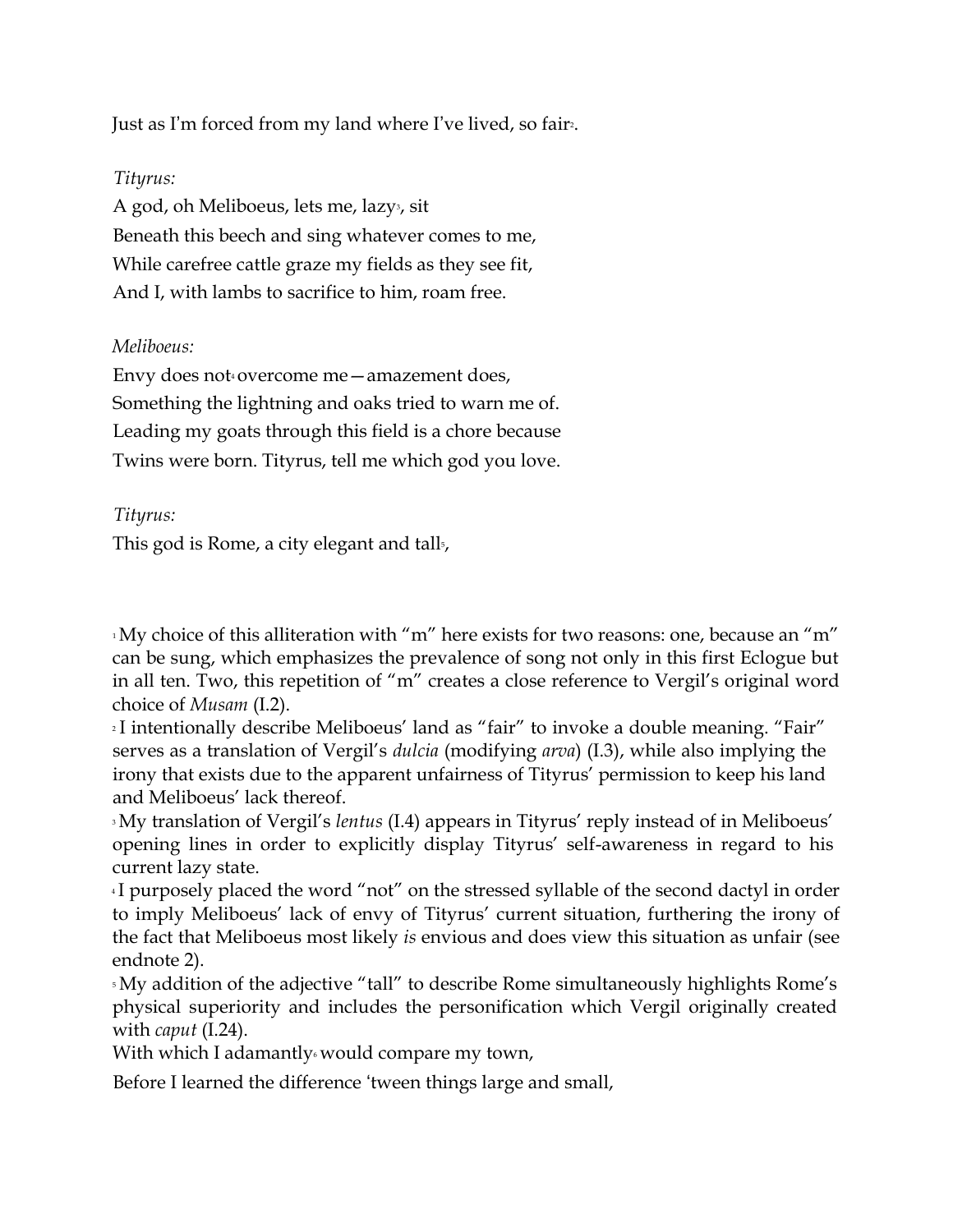Just as I'm forced from my land where I've lived, so fair[2].

*Tityrus:*
A god, oh Meliboeus, lets me, lazy[3], sit
Beneath this beech and sing whatever comes to me,
While carefree cattle graze my fields as they see fit,
And I, with lambs to sacrifice to him, roam free.

*Meliboeus:*
Envy does not[4] overcome me—amazement does,
Something the lightning and oaks tried to warn me of.
Leading my goats through this field is a chore because
Twins were born. Tityrus, tell me which god you love.

*Tityrus:*
This god is Rome, a city elegant and tall[5],

[1] My choice of this alliteration with "m" here exists for two reasons: one, because an "m" can be sung, which emphasizes the prevalence of song not only in this first Eclogue but in all ten. Two, this repetition of "m" creates a close reference to Vergil's original word choice of *Musam* (I.2).

[2] I intentionally describe Meliboeus' land as "fair" to invoke a double meaning. "Fair" serves as a translation of Vergil's *dulcia* (modifying *arva*) (I.3), while also implying the irony that exists due to the apparent unfairness of Tityrus' permission to keep his land and Meliboeus' lack thereof.

[3] My translation of Vergil's *lentus* (I.4) appears in Tityrus' reply instead of in Meliboeus' opening lines in order to explicitly display Tityrus' self-awareness in regard to his current lazy state.

[4] I purposely placed the word "not" on the stressed syllable of the second dactyl in order to imply Meliboeus' lack of envy of Tityrus' current situation, furthering the irony of the fact that Meliboeus most likely *is* envious and does view this situation as unfair (see endnote 2).

[5] My addition of the adjective "tall" to describe Rome simultaneously highlights Rome's physical superiority and includes the personification which Vergil originally created with *caput* (I.24).

With which I adamantly[6] would compare my town,
Before I learned the difference 'tween things large and small,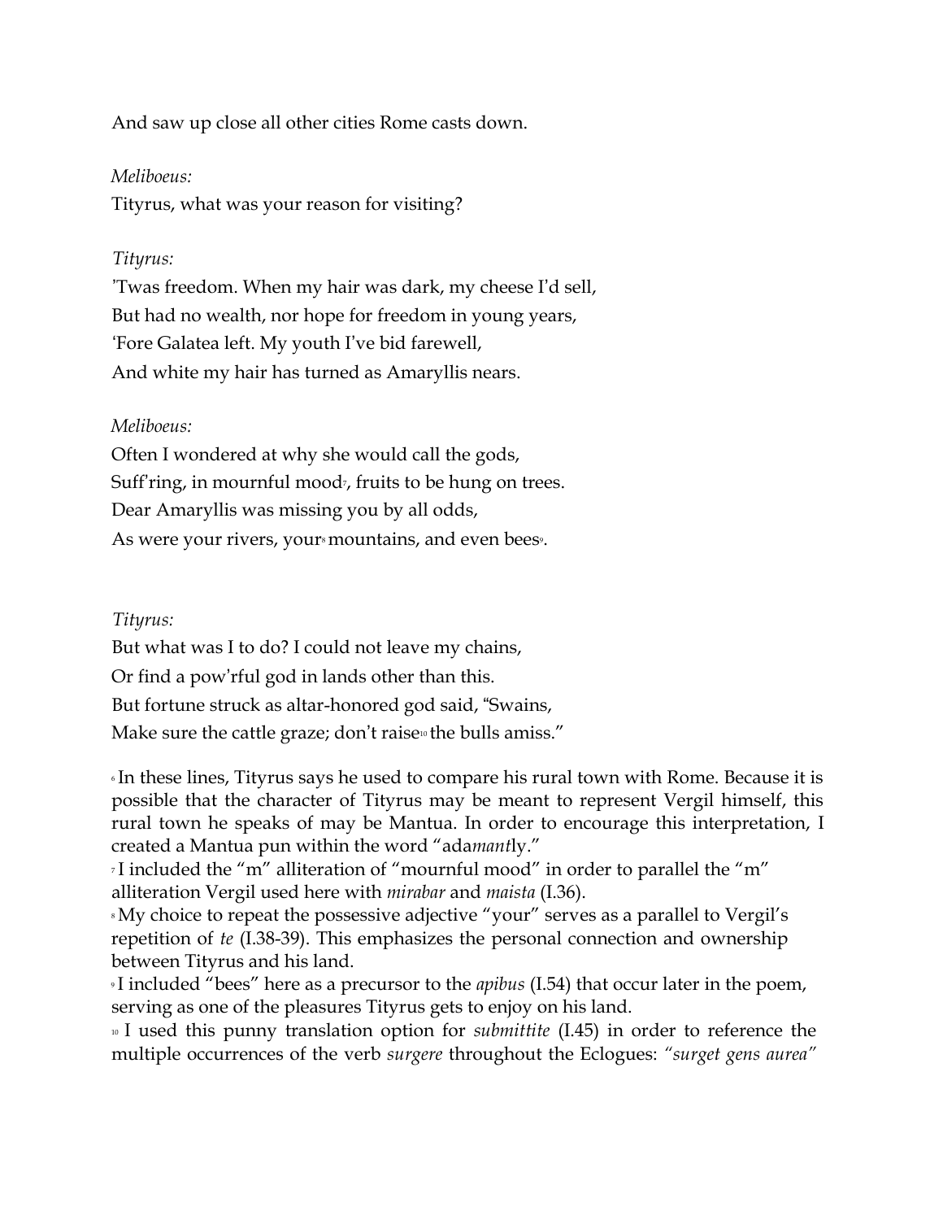And saw up close all other cities Rome casts down.

*Meliboeus:*

Tityrus, what was your reason for visiting?

*Tityrus:*

'Twas freedom. When my hair was dark, my cheese I'd sell,
But had no wealth, nor hope for freedom in young years,
'Fore Galatea left. My youth I've bid farewell,
And white my hair has turned as Amaryllis nears.

*Meliboeus:*

Often I wondered at why she would call the gods,
Suff'ring, in mournful mood[7], fruits to be hung on trees.
Dear Amaryllis was missing you by all odds,
As were your rivers, your[8] mountains, and even bees[9].

*Tityrus:*

But what was I to do? I could not leave my chains,
Or find a pow'rful god in lands other than this.
But fortune struck as altar-honored god said, "Swains,
Make sure the cattle graze; don't raise[10] the bulls amiss."

[6] In these lines, Tityrus says he used to compare his rural town with Rome. Because it is possible that the character of Tityrus may be meant to represent Vergil himself, this rural town he speaks of may be Mantua. In order to encourage this interpretation, I created a Mantua pun within the word "ada*mant*ly."

[7] I included the "m" alliteration of "mournful mood" in order to parallel the "m" alliteration Vergil used here with *mirabar* and *maista* (I.36).

[8] My choice to repeat the possessive adjective "your" serves as a parallel to Vergil's repetition of *te* (I.38-39). This emphasizes the personal connection and ownership between Tityrus and his land.

[9] I included "bees" here as a precursor to the *apibus* (I.54) that occur later in the poem, serving as one of the pleasures Tityrus gets to enjoy on his land.

[10] I used this punny translation option for *submittite* (I.45) in order to reference the multiple occurrences of the verb *surgere* throughout the Eclogues: "*surget gens aurea*"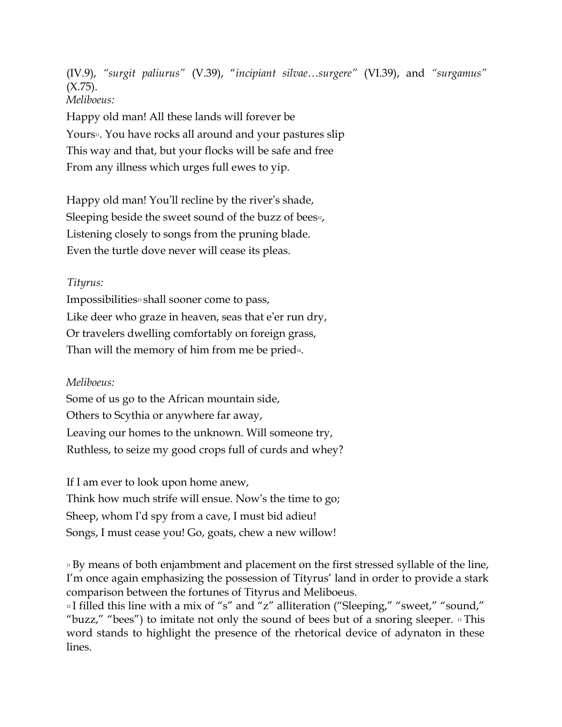(IV.9), *"surgit paliurus"* (V.39), "*incipiant silvae…surgere"* (VI.39), and *"surgamus"* (X.75).

*Meliboeus:*

Happy old man! All these lands will forever be
Yours[11]. You have rocks all around and your pastures slip
This way and that, but your flocks will be safe and free
From any illness which urges full ewes to yip.

Happy old man! You'll recline by the river's shade,
Sleeping beside the sweet sound of the buzz of bees[12],
Listening closely to songs from the pruning blade.
Even the turtle dove never will cease its pleas.

*Tityrus:*

Impossibilities[13] shall sooner come to pass,
Like deer who graze in heaven, seas that e'er run dry,
Or travelers dwelling comfortably on foreign grass,
Than will the memory of him from me be pried[14].

*Meliboeus:*

Some of us go to the African mountain side,
Others to Scythia or anywhere far away,
Leaving our homes to the unknown. Will someone try,
Ruthless, to seize my good crops full of curds and whey?

If I am ever to look upon home anew,
Think how much strife will ensue. Now's the time to go;
Sheep, whom I'd spy from a cave, I must bid adieu!
Songs, I must cease you! Go, goats, chew a new willow!

[11] By means of both enjambment and placement on the first stressed syllable of the line, I'm once again emphasizing the possession of Tityrus' land in order to provide a stark comparison between the fortunes of Tityrus and Meliboeus.

[12] I filled this line with a mix of "s" and "z" alliteration ("Sleeping," "sweet," "sound," "buzz," "bees") to imitate not only the sound of bees but of a snoring sleeper.

[13] This word stands to highlight the presence of the rhetorical device of adynaton in these lines.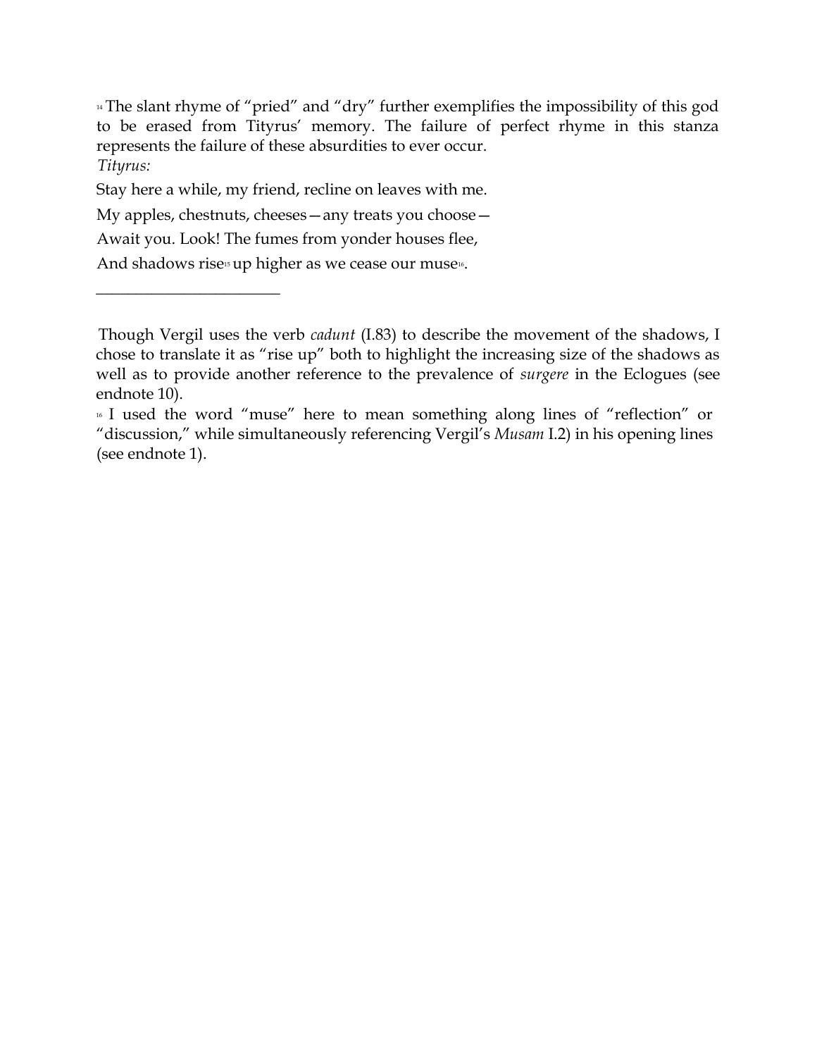[14] The slant rhyme of "pried" and "dry" further exemplifies the impossibility of this god to be erased from Tityrus' memory. The failure of perfect rhyme in this stanza represents the failure of these absurdities to ever occur.

*Tityrus:*

Stay here a while, my friend, recline on leaves with me.

My apples, chestnuts, cheeses—any treats you choose—

Await you. Look! The fumes from yonder houses flee,

And shadows rise[15] up higher as we cease our muse[16].

---

Though Vergil uses the verb *cadunt* (I.83) to describe the movement of the shadows, I chose to translate it as "rise up" both to highlight the increasing size of the shadows as well as to provide another reference to the prevalence of *surgere* in the Eclogues (see endnote 10).

[16] I used the word "muse" here to mean something along lines of "reflection" or "discussion," while simultaneously referencing Vergil's *Musam* I.2) in his opening lines (see endnote 1).